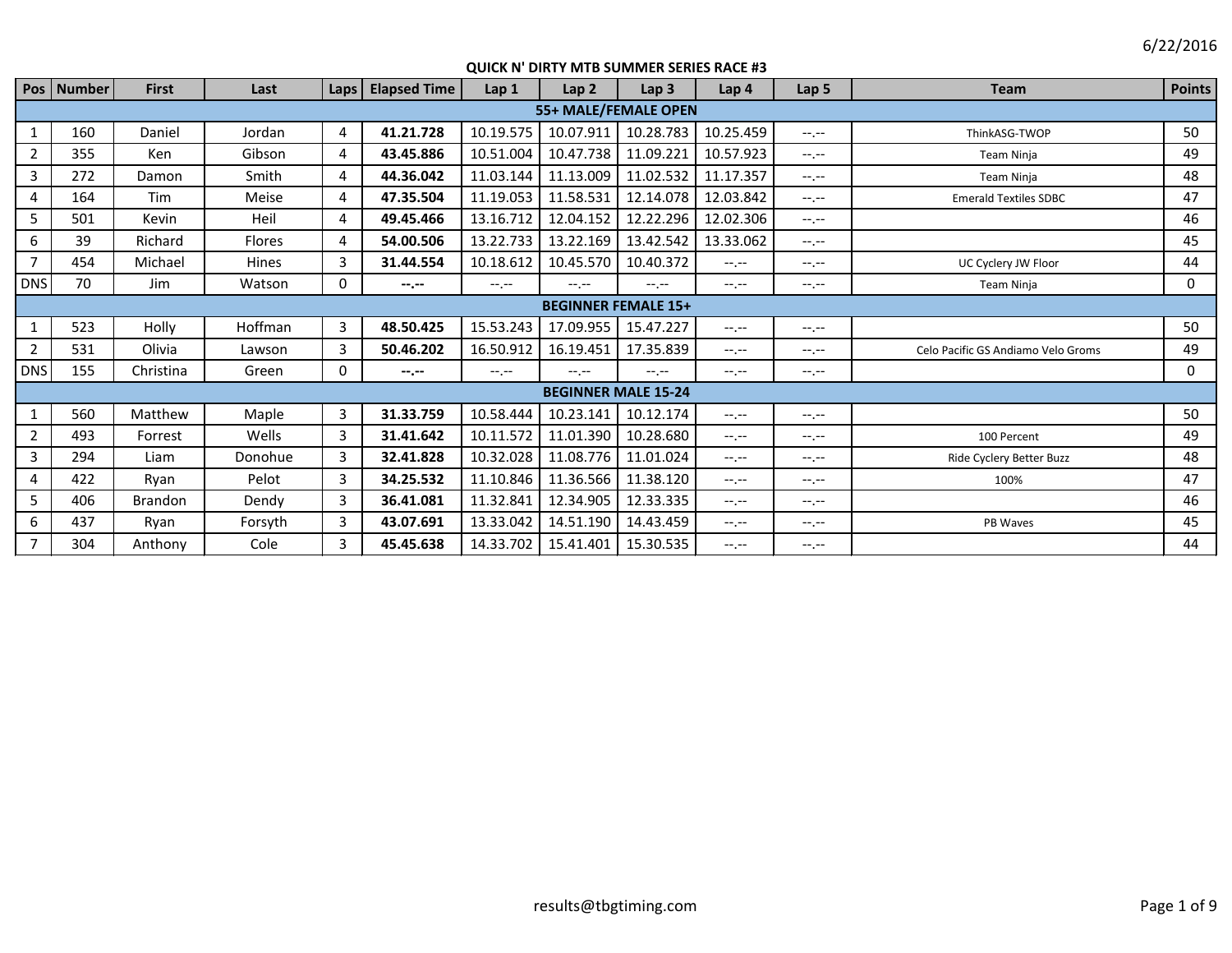6/22/2016

# QUICK N' DIRTY MTB SUMMER SERIES RACE #3

| Pos | Number | First | Last | Laps | Elapsed Time | Lap 1 | Lap 2 | Lap 3 | Lap 4 | Lap 5 | Team | Points |
|---|---|---|---|---|---|---|---|---|---|---|---|---|
| **55+ MALE/FEMALE OPEN** | | | | | | | | | | | | |
| 1 | 160 | Daniel | Jordan | 4 | **41.21.728** | 10.19.575 | 10.07.911 | 10.28.783 | 10.25.459 | --.-- | ThinkASG-TWOP | 50 |
| 2 | 355 | Ken | Gibson | 4 | **43.45.886** | 10.51.004 | 10.47.738 | 11.09.221 | 10.57.923 | --.-- | Team Ninja | 49 |
| 3 | 272 | Damon | Smith | 4 | **44.36.042** | 11.03.144 | 11.13.009 | 11.02.532 | 11.17.357 | --.-- | Team Ninja | 48 |
| 4 | 164 | Tim | Meise | 4 | **47.35.504** | 11.19.053 | 11.58.531 | 12.14.078 | 12.03.842 | --.-- | Emerald Textiles SDBC | 47 |
| 5 | 501 | Kevin | Heil | 4 | **49.45.466** | 13.16.712 | 12.04.152 | 12.22.296 | 12.02.306 | --.-- | | 46 |
| 6 | 39 | Richard | Flores | 4 | **54.00.506** | 13.22.733 | 13.22.169 | 13.42.542 | 13.33.062 | --.-- | | 45 |
| 7 | 454 | Michael | Hines | 3 | **31.44.554** | 10.18.612 | 10.45.570 | 10.40.372 | --.-- | --.-- | UC Cyclery JW Floor | 44 |
| DNS | 70 | Jim | Watson | 0 | **--.--** | --.-- | --.-- | --.-- | --.-- | --.-- | Team Ninja | 0 |
| **BEGINNER FEMALE 15+** | | | | | | | | | | | | |
| 1 | 523 | Holly | Hoffman | 3 | **48.50.425** | 15.53.243 | 17.09.955 | 15.47.227 | --.-- | --.-- | | 50 |
| 2 | 531 | Olivia | Lawson | 3 | **50.46.202** | 16.50.912 | 16.19.451 | 17.35.839 | --.-- | --.-- | Celo Pacific GS Andiamo Velo Groms | 49 |
| DNS | 155 | Christina | Green | 0 | **--.--** | --.-- | --.-- | --.-- | --.-- | --.-- | | 0 |
| **BEGINNER MALE 15-24** | | | | | | | | | | | | |
| 1 | 560 | Matthew | Maple | 3 | **31.33.759** | 10.58.444 | 10.23.141 | 10.12.174 | --.-- | --.-- | | 50 |
| 2 | 493 | Forrest | Wells | 3 | **31.41.642** | 10.11.572 | 11.01.390 | 10.28.680 | --.-- | --.-- | 100 Percent | 49 |
| 3 | 294 | Liam | Donohue | 3 | **32.41.828** | 10.32.028 | 11.08.776 | 11.01.024 | --.-- | --.-- | Ride Cyclery Better Buzz | 48 |
| 4 | 422 | Ryan | Pelot | 3 | **34.25.532** | 11.10.846 | 11.36.566 | 11.38.120 | --.-- | --.-- | 100% | 47 |
| 5 | 406 | Brandon | Dendy | 3 | **36.41.081** | 11.32.841 | 12.34.905 | 12.33.335 | --.-- | --.-- | | 46 |
| 6 | 437 | Ryan | Forsyth | 3 | **43.07.691** | 13.33.042 | 14.51.190 | 14.43.459 | --.-- | --.-- | PB Waves | 45 |
| 7 | 304 | Anthony | Cole | 3 | **45.45.638** | 14.33.702 | 15.41.401 | 15.30.535 | --.-- | --.-- | | 44 |

results@tbgtiming.com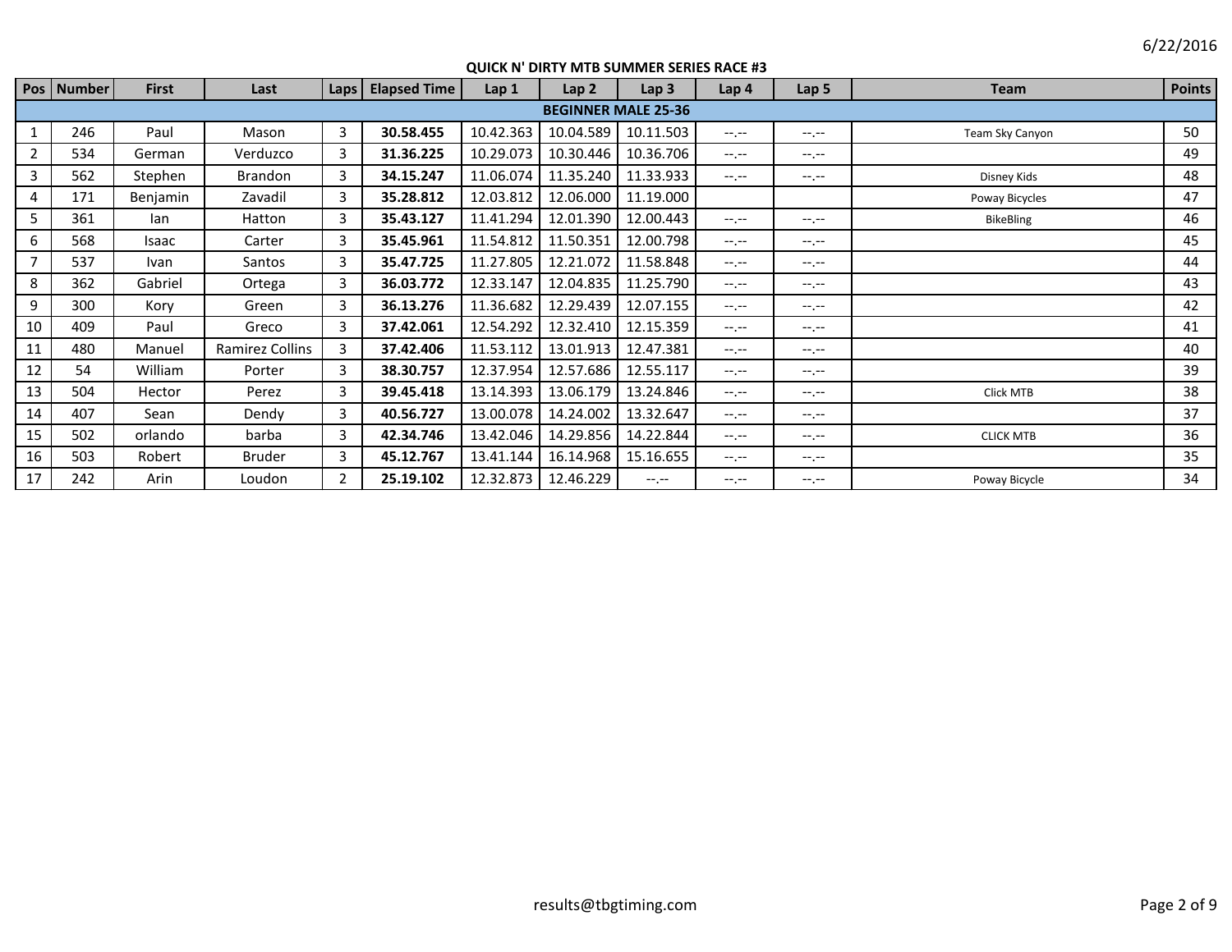6/22/2016

**QUICK N' DIRTY MTB SUMMER SERIES RACE #3**

| Pos | Number | First | Last | Laps | Elapsed Time | Lap 1 | Lap 2 | Lap 3 | Lap 4 | Lap 5 | Team | Points |
|---|---|---|---|---|---|---|---|---|---|---|---|---|
| **BEGINNER MALE 25-36** | | | | | | | | | | | | |
| 1 | 246 | Paul | Mason | 3 | **30.58.455** | 10.42.363 | 10.04.589 | 10.11.503 | --.-- | --.-- | Team Sky Canyon | 50 |
| 2 | 534 | German | Verduzco | 3 | **31.36.225** | 10.29.073 | 10.30.446 | 10.36.706 | --.-- | --.-- | | 49 |
| 3 | 562 | Stephen | Brandon | 3 | **34.15.247** | 11.06.074 | 11.35.240 | 11.33.933 | --.-- | --.-- | Disney Kids | 48 |
| 4 | 171 | Benjamin | Zavadil | 3 | **35.28.812** | 12.03.812 | 12.06.000 | 11.19.000 | | | Poway Bicycles | 47 |
| 5 | 361 | Ian | Hatton | 3 | **35.43.127** | 11.41.294 | 12.01.390 | 12.00.443 | --.-- | --.-- | BikeBling | 46 |
| 6 | 568 | Isaac | Carter | 3 | **35.45.961** | 11.54.812 | 11.50.351 | 12.00.798 | --.-- | --.-- | | 45 |
| 7 | 537 | Ivan | Santos | 3 | **35.47.725** | 11.27.805 | 12.21.072 | 11.58.848 | --.-- | --.-- | | 44 |
| 8 | 362 | Gabriel | Ortega | 3 | **36.03.772** | 12.33.147 | 12.04.835 | 11.25.790 | --.-- | --.-- | | 43 |
| 9 | 300 | Kory | Green | 3 | **36.13.276** | 11.36.682 | 12.29.439 | 12.07.155 | --.-- | --.-- | | 42 |
| 10 | 409 | Paul | Greco | 3 | **37.42.061** | 12.54.292 | 12.32.410 | 12.15.359 | --.-- | --.-- | | 41 |
| 11 | 480 | Manuel | Ramirez Collins | 3 | **37.42.406** | 11.53.112 | 13.01.913 | 12.47.381 | --.-- | --.-- | | 40 |
| 12 | 54 | William | Porter | 3 | **38.30.757** | 12.37.954 | 12.57.686 | 12.55.117 | --.-- | --.-- | | 39 |
| 13 | 504 | Hector | Perez | 3 | **39.45.418** | 13.14.393 | 13.06.179 | 13.24.846 | --.-- | --.-- | Click MTB | 38 |
| 14 | 407 | Sean | Dendy | 3 | **40.56.727** | 13.00.078 | 14.24.002 | 13.32.647 | --.-- | --.-- | | 37 |
| 15 | 502 | orlando | barba | 3 | **42.34.746** | 13.42.046 | 14.29.856 | 14.22.844 | --.-- | --.-- | CLICK MTB | 36 |
| 16 | 503 | Robert | Bruder | 3 | **45.12.767** | 13.41.144 | 16.14.968 | 15.16.655 | --.-- | --.-- | | 35 |
| 17 | 242 | Arin | Loudon | 2 | **25.19.102** | 12.32.873 | 12.46.229 | --.-- | --.-- | --.-- | Poway Bicycle | 34 |

results@tbgtiming.com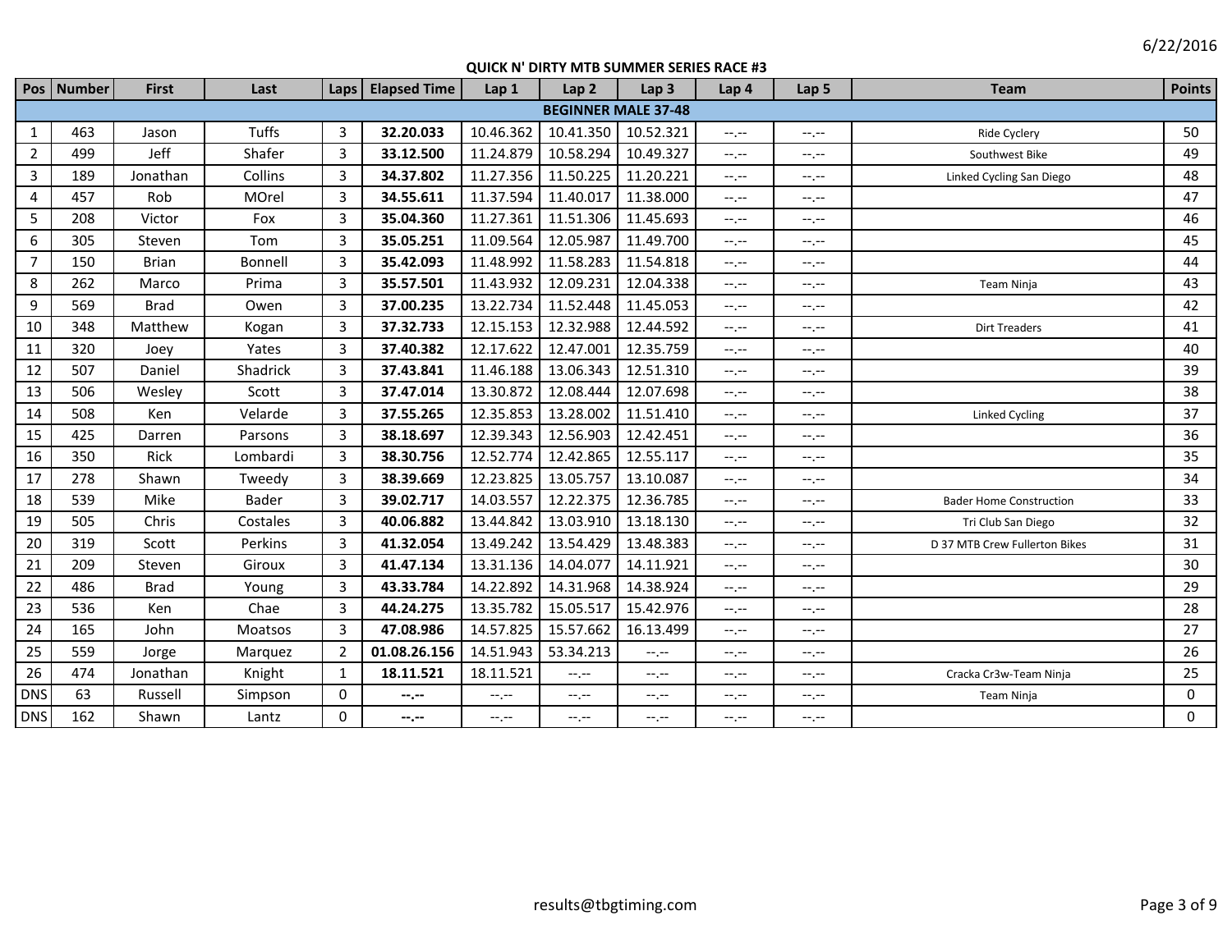6/22/2016

## QUICK N' DIRTY MTB SUMMER SERIES RACE #3

| Pos | Number | First | Last | Laps | Elapsed Time | Lap 1 | Lap 2 | Lap 3 | Lap 4 | Lap 5 | Team | Points |
|---|---|---|---|---|---|---|---|---|---|---|---|---|
| **BEGINNER MALE 37-48** | | | | | | | | | | | | |
| 1 | 463 | Jason | Tuffs | 3 | **32.20.033** | 10.46.362 | 10.41.350 | 10.52.321 | --.-- | --.-- | Ride Cyclery | 50 |
| 2 | 499 | Jeff | Shafer | 3 | **33.12.500** | 11.24.879 | 10.58.294 | 10.49.327 | --.-- | --.-- | Southwest Bike | 49 |
| 3 | 189 | Jonathan | Collins | 3 | **34.37.802** | 11.27.356 | 11.50.225 | 11.20.221 | --.-- | --.-- | Linked Cycling San Diego | 48 |
| 4 | 457 | Rob | MOrel | 3 | **34.55.611** | 11.37.594 | 11.40.017 | 11.38.000 | --.-- | --.-- | | 47 |
| 5 | 208 | Victor | Fox | 3 | **35.04.360** | 11.27.361 | 11.51.306 | 11.45.693 | --.-- | --.-- | | 46 |
| 6 | 305 | Steven | Tom | 3 | **35.05.251** | 11.09.564 | 12.05.987 | 11.49.700 | --.-- | --.-- | | 45 |
| 7 | 150 | Brian | Bonnell | 3 | **35.42.093** | 11.48.992 | 11.58.283 | 11.54.818 | --.-- | --.-- | | 44 |
| 8 | 262 | Marco | Prima | 3 | **35.57.501** | 11.43.932 | 12.09.231 | 12.04.338 | --.-- | --.-- | Team Ninja | 43 |
| 9 | 569 | Brad | Owen | 3 | **37.00.235** | 13.22.734 | 11.52.448 | 11.45.053 | --.-- | --.-- | | 42 |
| 10 | 348 | Matthew | Kogan | 3 | **37.32.733** | 12.15.153 | 12.32.988 | 12.44.592 | --.-- | --.-- | Dirt Treaders | 41 |
| 11 | 320 | Joey | Yates | 3 | **37.40.382** | 12.17.622 | 12.47.001 | 12.35.759 | --.-- | --.-- | | 40 |
| 12 | 507 | Daniel | Shadrick | 3 | **37.43.841** | 11.46.188 | 13.06.343 | 12.51.310 | --.-- | --.-- | | 39 |
| 13 | 506 | Wesley | Scott | 3 | **37.47.014** | 13.30.872 | 12.08.444 | 12.07.698 | --.-- | --.-- | | 38 |
| 14 | 508 | Ken | Velarde | 3 | **37.55.265** | 12.35.853 | 13.28.002 | 11.51.410 | --.-- | --.-- | Linked Cycling | 37 |
| 15 | 425 | Darren | Parsons | 3 | **38.18.697** | 12.39.343 | 12.56.903 | 12.42.451 | --.-- | --.-- | | 36 |
| 16 | 350 | Rick | Lombardi | 3 | **38.30.756** | 12.52.774 | 12.42.865 | 12.55.117 | --.-- | --.-- | | 35 |
| 17 | 278 | Shawn | Tweedy | 3 | **38.39.669** | 12.23.825 | 13.05.757 | 13.10.087 | --.-- | --.-- | | 34 |
| 18 | 539 | Mike | Bader | 3 | **39.02.717** | 14.03.557 | 12.22.375 | 12.36.785 | --.-- | --.-- | Bader Home Construction | 33 |
| 19 | 505 | Chris | Costales | 3 | **40.06.882** | 13.44.842 | 13.03.910 | 13.18.130 | --.-- | --.-- | Tri Club San Diego | 32 |
| 20 | 319 | Scott | Perkins | 3 | **41.32.054** | 13.49.242 | 13.54.429 | 13.48.383 | --.-- | --.-- | D 37 MTB Crew Fullerton Bikes | 31 |
| 21 | 209 | Steven | Giroux | 3 | **41.47.134** | 13.31.136 | 14.04.077 | 14.11.921 | --.-- | --.-- | | 30 |
| 22 | 486 | Brad | Young | 3 | **43.33.784** | 14.22.892 | 14.31.968 | 14.38.924 | --.-- | --.-- | | 29 |
| 23 | 536 | Ken | Chae | 3 | **44.24.275** | 13.35.782 | 15.05.517 | 15.42.976 | --.-- | --.-- | | 28 |
| 24 | 165 | John | Moatsos | 3 | **47.08.986** | 14.57.825 | 15.57.662 | 16.13.499 | --.-- | --.-- | | 27 |
| 25 | 559 | Jorge | Marquez | 2 | **01.08.26.156** | 14.51.943 | 53.34.213 | --.-- | --.-- | --.-- | | 26 |
| 26 | 474 | Jonathan | Knight | 1 | **18.11.521** | 18.11.521 | --.-- | --.-- | --.-- | --.-- | Cracka Cr3w-Team Ninja | 25 |
| DNS | 63 | Russell | Simpson | 0 | **--.--** | --.-- | --.-- | --.-- | --.-- | --.-- | Team Ninja | 0 |
| DNS | 162 | Shawn | Lantz | 0 | **--.--** | --.-- | --.-- | --.-- | --.-- | --.-- | | 0 |

results@tbgtiming.com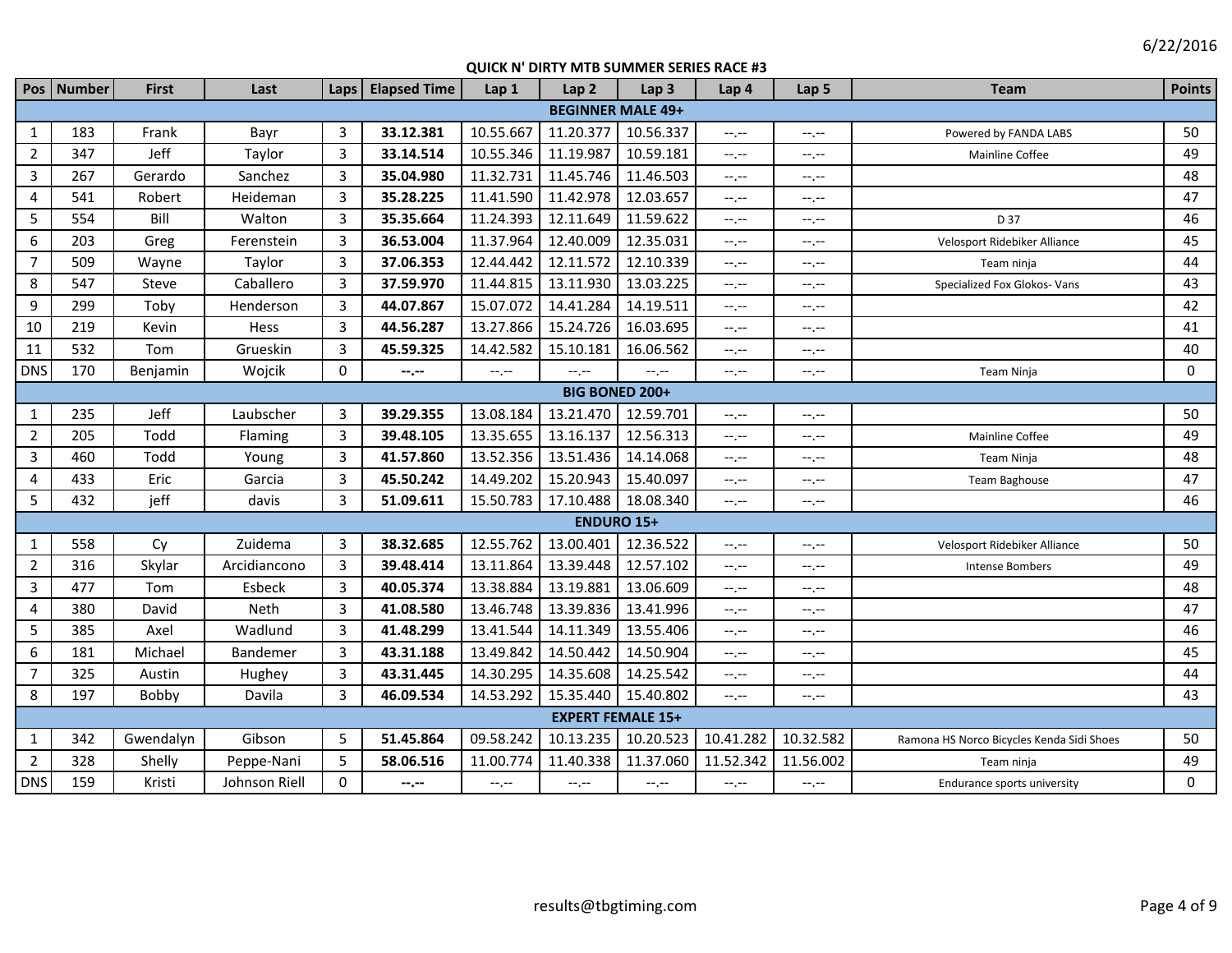6/22/2016

**QUICK N' DIRTY MTB SUMMER SERIES RACE #3**

| Pos | Number | First | Last | Laps | Elapsed Time | Lap 1 | Lap 2 | Lap 3 | Lap 4 | Lap 5 | Team | Points |
|---|---|---|---|---|---|---|---|---|---|---|---|---|
| **BEGINNER MALE 49+** | | | | | | | | | | | | |
| 1 | 183 | Frank | Bayr | 3 | **33.12.381** | 10.55.667 | 11.20.377 | 10.56.337 | --.-- | --.-- | Powered by FANDA LABS | 50 |
| 2 | 347 | Jeff | Taylor | 3 | **33.14.514** | 10.55.346 | 11.19.987 | 10.59.181 | --.-- | --.-- | Mainline Coffee | 49 |
| 3 | 267 | Gerardo | Sanchez | 3 | **35.04.980** | 11.32.731 | 11.45.746 | 11.46.503 | --.-- | --.-- | | 48 |
| 4 | 541 | Robert | Heideman | 3 | **35.28.225** | 11.41.590 | 11.42.978 | 12.03.657 | --.-- | --.-- | | 47 |
| 5 | 554 | Bill | Walton | 3 | **35.35.664** | 11.24.393 | 12.11.649 | 11.59.622 | --.-- | --.-- | D 37 | 46 |
| 6 | 203 | Greg | Ferenstein | 3 | **36.53.004** | 11.37.964 | 12.40.009 | 12.35.031 | --.-- | --.-- | Velosport Ridebiker Alliance | 45 |
| 7 | 509 | Wayne | Taylor | 3 | **37.06.353** | 12.44.442 | 12.11.572 | 12.10.339 | --.-- | --.-- | Team ninja | 44 |
| 8 | 547 | Steve | Caballero | 3 | **37.59.970** | 11.44.815 | 13.11.930 | 13.03.225 | --.-- | --.-- | Specialized Fox Glokos- Vans | 43 |
| 9 | 299 | Toby | Henderson | 3 | **44.07.867** | 15.07.072 | 14.41.284 | 14.19.511 | --.-- | --.-- | | 42 |
| 10 | 219 | Kevin | Hess | 3 | **44.56.287** | 13.27.866 | 15.24.726 | 16.03.695 | --.-- | --.-- | | 41 |
| 11 | 532 | Tom | Grueskin | 3 | **45.59.325** | 14.42.582 | 15.10.181 | 16.06.562 | --.-- | --.-- | | 40 |
| DNS | 170 | Benjamin | Wojcik | 0 | **--.--** | --.-- | --.-- | --.-- | --.-- | --.-- | Team Ninja | 0 |
| **BIG BONED 200+** | | | | | | | | | | | | |
| 1 | 235 | Jeff | Laubscher | 3 | **39.29.355** | 13.08.184 | 13.21.470 | 12.59.701 | --.-- | --.-- | | 50 |
| 2 | 205 | Todd | Flaming | 3 | **39.48.105** | 13.35.655 | 13.16.137 | 12.56.313 | --.-- | --.-- | Mainline Coffee | 49 |
| 3 | 460 | Todd | Young | 3 | **41.57.860** | 13.52.356 | 13.51.436 | 14.14.068 | --.-- | --.-- | Team Ninja | 48 |
| 4 | 433 | Eric | Garcia | 3 | **45.50.242** | 14.49.202 | 15.20.943 | 15.40.097 | --.-- | --.-- | Team Baghouse | 47 |
| 5 | 432 | jeff | davis | 3 | **51.09.611** | 15.50.783 | 17.10.488 | 18.08.340 | --.-- | --.-- | | 46 |
| **ENDURO 15+** | | | | | | | | | | | | |
| 1 | 558 | Cy | Zuidema | 3 | **38.32.685** | 12.55.762 | 13.00.401 | 12.36.522 | --.-- | --.-- | Velosport Ridebiker Alliance | 50 |
| 2 | 316 | Skylar | Arcidiancono | 3 | **39.48.414** | 13.11.864 | 13.39.448 | 12.57.102 | --.-- | --.-- | Intense Bombers | 49 |
| 3 | 477 | Tom | Esbeck | 3 | **40.05.374** | 13.38.884 | 13.19.881 | 13.06.609 | --.-- | --.-- | | 48 |
| 4 | 380 | David | Neth | 3 | **41.08.580** | 13.46.748 | 13.39.836 | 13.41.996 | --.-- | --.-- | | 47 |
| 5 | 385 | Axel | Wadlund | 3 | **41.48.299** | 13.41.544 | 14.11.349 | 13.55.406 | --.-- | --.-- | | 46 |
| 6 | 181 | Michael | Bandemer | 3 | **43.31.188** | 13.49.842 | 14.50.442 | 14.50.904 | --.-- | --.-- | | 45 |
| 7 | 325 | Austin | Hughey | 3 | **43.31.445** | 14.30.295 | 14.35.608 | 14.25.542 | --.-- | --.-- | | 44 |
| 8 | 197 | Bobby | Davila | 3 | **46.09.534** | 14.53.292 | 15.35.440 | 15.40.802 | --.-- | --.-- | | 43 |
| **EXPERT FEMALE 15+** | | | | | | | | | | | | |
| 1 | 342 | Gwendalyn | Gibson | 5 | **51.45.864** | 09.58.242 | 10.13.235 | 10.20.523 | 10.41.282 | 10.32.582 | Ramona HS Norco Bicycles Kenda Sidi Shoes | 50 |
| 2 | 328 | Shelly | Peppe-Nani | 5 | **58.06.516** | 11.00.774 | 11.40.338 | 11.37.060 | 11.52.342 | 11.56.002 | Team ninja | 49 |
| DNS | 159 | Kristi | Johnson Riell | 0 | **--.--** | --.-- | --.-- | --.-- | --.-- | --.-- | Endurance sports university | 0 |

results@tbgtiming.com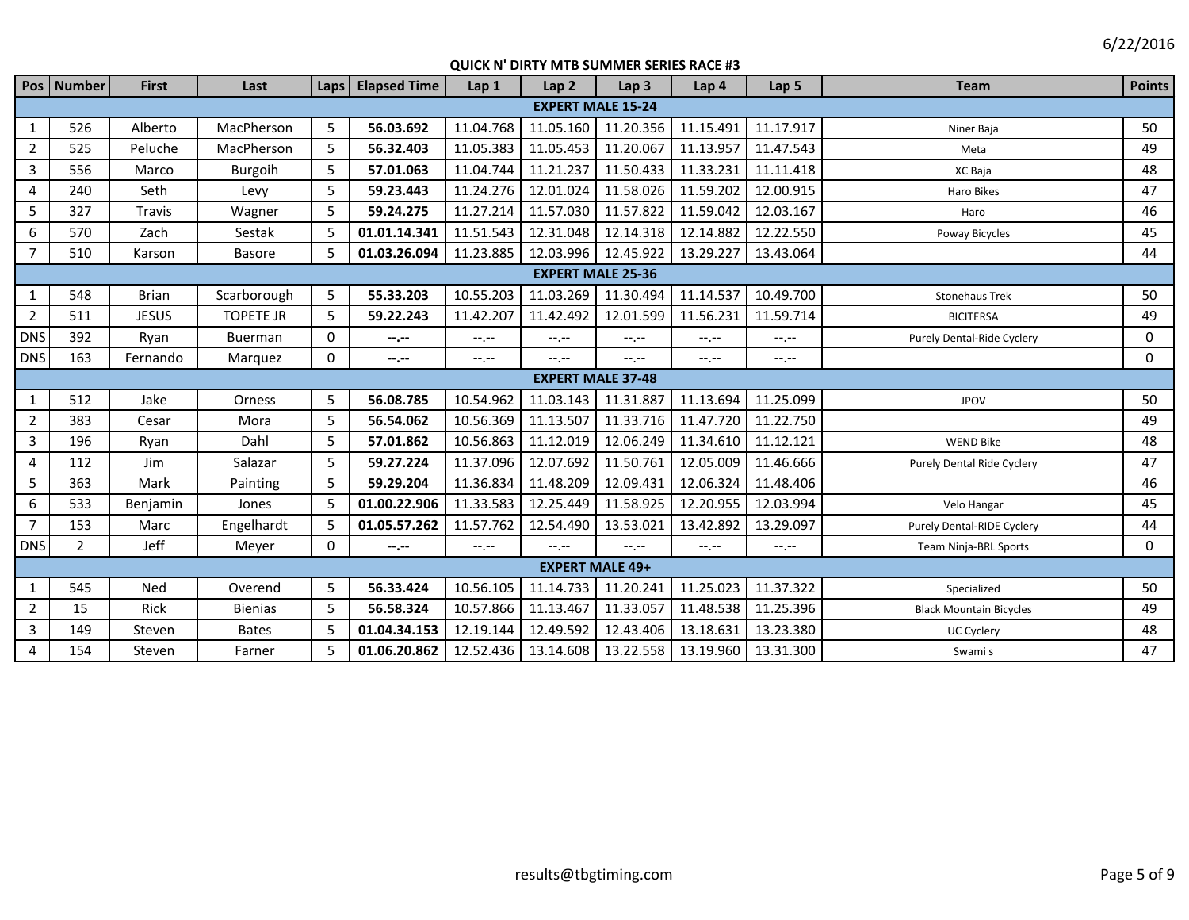6/22/2016

## QUICK N' DIRTY MTB SUMMER SERIES RACE #3

| Pos | Number | First | Last | Laps | Elapsed Time | Lap 1 | Lap 2 | Lap 3 | Lap 4 | Lap 5 | Team | Points |
|---|---|---|---|---|---|---|---|---|---|---|---|---|
| **EXPERT MALE 15-24** | | | | | | | | | | | | |
| 1 | 526 | Alberto | MacPherson | 5 | **56.03.692** | 11.04.768 | 11.05.160 | 11.20.356 | 11.15.491 | 11.17.917 | Niner Baja | 50 |
| 2 | 525 | Peluche | MacPherson | 5 | **56.32.403** | 11.05.383 | 11.05.453 | 11.20.067 | 11.13.957 | 11.47.543 | Meta | 49 |
| 3 | 556 | Marco | Burgoih | 5 | **57.01.063** | 11.04.744 | 11.21.237 | 11.50.433 | 11.33.231 | 11.11.418 | XC Baja | 48 |
| 4 | 240 | Seth | Levy | 5 | **59.23.443** | 11.24.276 | 12.01.024 | 11.58.026 | 11.59.202 | 12.00.915 | Haro Bikes | 47 |
| 5 | 327 | Travis | Wagner | 5 | **59.24.275** | 11.27.214 | 11.57.030 | 11.57.822 | 11.59.042 | 12.03.167 | Haro | 46 |
| 6 | 570 | Zach | Sestak | 5 | **01.01.14.341** | 11.51.543 | 12.31.048 | 12.14.318 | 12.14.882 | 12.22.550 | Poway Bicycles | 45 |
| 7 | 510 | Karson | Basore | 5 | **01.03.26.094** | 11.23.885 | 12.03.996 | 12.45.922 | 13.29.227 | 13.43.064 | | 44 |
| **EXPERT MALE 25-36** | | | | | | | | | | | | |
| 1 | 548 | Brian | Scarborough | 5 | **55.33.203** | 10.55.203 | 11.03.269 | 11.30.494 | 11.14.537 | 10.49.700 | Stonehaus Trek | 50 |
| 2 | 511 | JESUS | TOPETE JR | 5 | **59.22.243** | 11.42.207 | 11.42.492 | 12.01.599 | 11.56.231 | 11.59.714 | BICITERSA | 49 |
| DNS | 392 | Ryan | Buerman | 0 | **--.--** | --.-- | --.-- | --.-- | --.-- | --.-- | Purely Dental-Ride Cyclery | 0 |
| DNS | 163 | Fernando | Marquez | 0 | **--.--** | --.-- | --.-- | --.-- | --.-- | --.-- | | 0 |
| **EXPERT MALE 37-48** | | | | | | | | | | | | |
| 1 | 512 | Jake | Orness | 5 | **56.08.785** | 10.54.962 | 11.03.143 | 11.31.887 | 11.13.694 | 11.25.099 | JPOV | 50 |
| 2 | 383 | Cesar | Mora | 5 | **56.54.062** | 10.56.369 | 11.13.507 | 11.33.716 | 11.47.720 | 11.22.750 | | 49 |
| 3 | 196 | Ryan | Dahl | 5 | **57.01.862** | 10.56.863 | 11.12.019 | 12.06.249 | 11.34.610 | 11.12.121 | WEND Bike | 48 |
| 4 | 112 | Jim | Salazar | 5 | **59.27.224** | 11.37.096 | 12.07.692 | 11.50.761 | 12.05.009 | 11.46.666 | Purely Dental Ride Cyclery | 47 |
| 5 | 363 | Mark | Painting | 5 | **59.29.204** | 11.36.834 | 11.48.209 | 12.09.431 | 12.06.324 | 11.48.406 | | 46 |
| 6 | 533 | Benjamin | Jones | 5 | **01.00.22.906** | 11.33.583 | 12.25.449 | 11.58.925 | 12.20.955 | 12.03.994 | Velo Hangar | 45 |
| 7 | 153 | Marc | Engelhardt | 5 | **01.05.57.262** | 11.57.762 | 12.54.490 | 13.53.021 | 13.42.892 | 13.29.097 | Purely Dental-RIDE Cyclery | 44 |
| DNS | 2 | Jeff | Meyer | 0 | **--.--** | --.-- | --.-- | --.-- | --.-- | --.-- | Team Ninja-BRL Sports | 0 |
| **EXPERT MALE 49+** | | | | | | | | | | | | |
| 1 | 545 | Ned | Overend | 5 | **56.33.424** | 10.56.105 | 11.14.733 | 11.20.241 | 11.25.023 | 11.37.322 | Specialized | 50 |
| 2 | 15 | Rick | Bienias | 5 | **56.58.324** | 10.57.866 | 11.13.467 | 11.33.057 | 11.48.538 | 11.25.396 | Black Mountain Bicycles | 49 |
| 3 | 149 | Steven | Bates | 5 | **01.04.34.153** | 12.19.144 | 12.49.592 | 12.43.406 | 13.18.631 | 13.23.380 | UC Cyclery | 48 |
| 4 | 154 | Steven | Farner | 5 | **01.06.20.862** | 12.52.436 | 13.14.608 | 13.22.558 | 13.19.960 | 13.31.300 | Swami s | 47 |

results@tbgtiming.com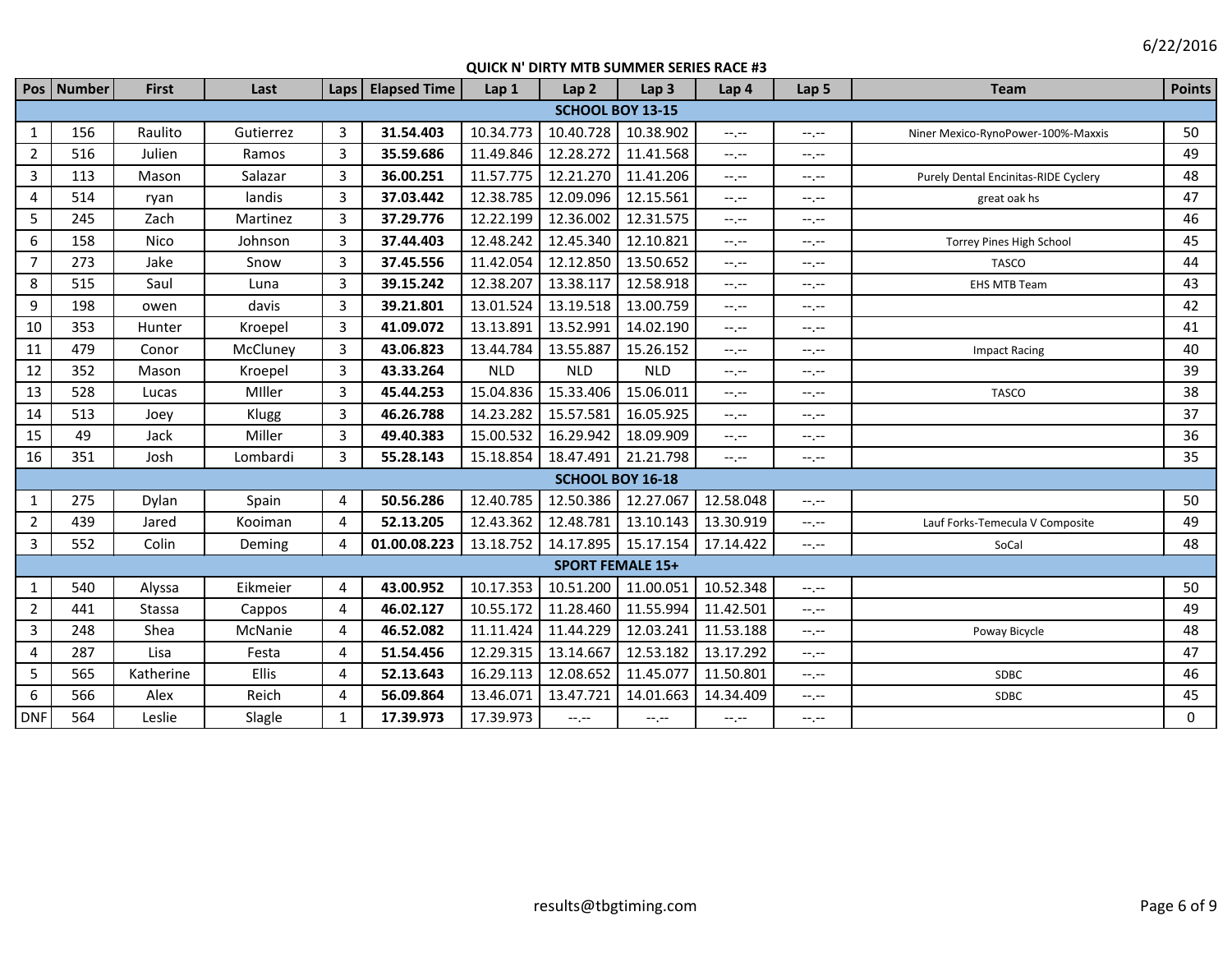6/22/2016

## QUICK N' DIRTY MTB SUMMER SERIES RACE #3

| Pos | Number | First | Last | Laps | Elapsed Time | Lap 1 | Lap 2 | Lap 3 | Lap 4 | Lap 5 | Team | Points |
|---|---|---|---|---|---|---|---|---|---|---|---|---|
| **SCHOOL BOY 13-15** | | | | | | | | | | | | |
| 1 | 156 | Raulito | Gutierrez | 3 | **31.54.403** | 10.34.773 | 10.40.728 | 10.38.902 | --.-- | --.-- | Niner Mexico-RynoPower-100%-Maxxis | 50 |
| 2 | 516 | Julien | Ramos | 3 | **35.59.686** | 11.49.846 | 12.28.272 | 11.41.568 | --.-- | --.-- | | 49 |
| 3 | 113 | Mason | Salazar | 3 | **36.00.251** | 11.57.775 | 12.21.270 | 11.41.206 | --.-- | --.-- | Purely Dental Encinitas-RIDE Cyclery | 48 |
| 4 | 514 | ryan | landis | 3 | **37.03.442** | 12.38.785 | 12.09.096 | 12.15.561 | --.-- | --.-- | great oak hs | 47 |
| 5 | 245 | Zach | Martinez | 3 | **37.29.776** | 12.22.199 | 12.36.002 | 12.31.575 | --.-- | --.-- | | 46 |
| 6 | 158 | Nico | Johnson | 3 | **37.44.403** | 12.48.242 | 12.45.340 | 12.10.821 | --.-- | --.-- | Torrey Pines High School | 45 |
| 7 | 273 | Jake | Snow | 3 | **37.45.556** | 11.42.054 | 12.12.850 | 13.50.652 | --.-- | --.-- | TASCO | 44 |
| 8 | 515 | Saul | Luna | 3 | **39.15.242** | 12.38.207 | 13.38.117 | 12.58.918 | --.-- | --.-- | EHS MTB Team | 43 |
| 9 | 198 | owen | davis | 3 | **39.21.801** | 13.01.524 | 13.19.518 | 13.00.759 | --.-- | --.-- | | 42 |
| 10 | 353 | Hunter | Kroepel | 3 | **41.09.072** | 13.13.891 | 13.52.991 | 14.02.190 | --.-- | --.-- | | 41 |
| 11 | 479 | Conor | McCluney | 3 | **43.06.823** | 13.44.784 | 13.55.887 | 15.26.152 | --.-- | --.-- | Impact Racing | 40 |
| 12 | 352 | Mason | Kroepel | 3 | **43.33.264** | NLD | NLD | NLD | --.-- | --.-- | | 39 |
| 13 | 528 | Lucas | MIller | 3 | **45.44.253** | 15.04.836 | 15.33.406 | 15.06.011 | --.-- | --.-- | TASCO | 38 |
| 14 | 513 | Joey | Klugg | 3 | **46.26.788** | 14.23.282 | 15.57.581 | 16.05.925 | --.-- | --.-- | | 37 |
| 15 | 49 | Jack | Miller | 3 | **49.40.383** | 15.00.532 | 16.29.942 | 18.09.909 | --.-- | --.-- | | 36 |
| 16 | 351 | Josh | Lombardi | 3 | **55.28.143** | 15.18.854 | 18.47.491 | 21.21.798 | --.-- | --.-- | | 35 |
| **SCHOOL BOY 16-18** | | | | | | | | | | | | |
| 1 | 275 | Dylan | Spain | 4 | **50.56.286** | 12.40.785 | 12.50.386 | 12.27.067 | 12.58.048 | --.-- | | 50 |
| 2 | 439 | Jared | Kooiman | 4 | **52.13.205** | 12.43.362 | 12.48.781 | 13.10.143 | 13.30.919 | --.-- | Lauf Forks-Temecula V Composite | 49 |
| 3 | 552 | Colin | Deming | 4 | **01.00.08.223** | 13.18.752 | 14.17.895 | 15.17.154 | 17.14.422 | --.-- | SoCal | 48 |
| **SPORT FEMALE 15+** | | | | | | | | | | | | |
| 1 | 540 | Alyssa | Eikmeier | 4 | **43.00.952** | 10.17.353 | 10.51.200 | 11.00.051 | 10.52.348 | --.-- | | 50 |
| 2 | 441 | Stassa | Cappos | 4 | **46.02.127** | 10.55.172 | 11.28.460 | 11.55.994 | 11.42.501 | --.-- | | 49 |
| 3 | 248 | Shea | McNanie | 4 | **46.52.082** | 11.11.424 | 11.44.229 | 12.03.241 | 11.53.188 | --.-- | Poway Bicycle | 48 |
| 4 | 287 | Lisa | Festa | 4 | **51.54.456** | 12.29.315 | 13.14.667 | 12.53.182 | 13.17.292 | --.-- | | 47 |
| 5 | 565 | Katherine | Ellis | 4 | **52.13.643** | 16.29.113 | 12.08.652 | 11.45.077 | 11.50.801 | --.-- | SDBC | 46 |
| 6 | 566 | Alex | Reich | 4 | **56.09.864** | 13.46.071 | 13.47.721 | 14.01.663 | 14.34.409 | --.-- | SDBC | 45 |
| DNF | 564 | Leslie | Slagle | 1 | **17.39.973** | 17.39.973 | --.-- | --.-- | --.-- | --.-- | | 0 |

results@tbgtiming.com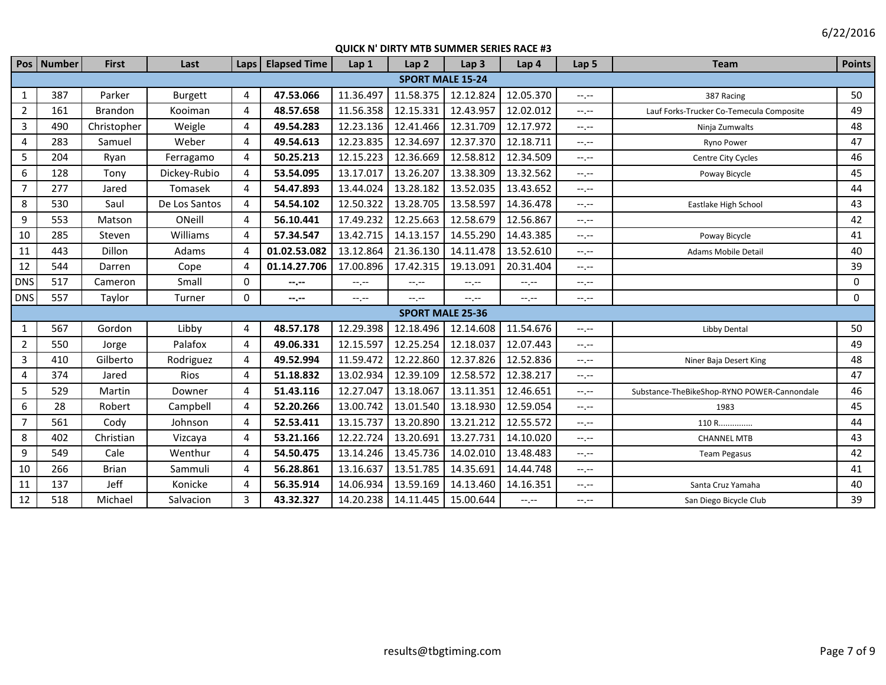6/22/2016

**QUICK N' DIRTY MTB SUMMER SERIES RACE #3**

| Pos | Number | First | Last | Laps | Elapsed Time | Lap 1 | Lap 2 | Lap 3 | Lap 4 | Lap 5 | Team | Points |
|---|---|---|---|---|---|---|---|---|---|---|---|---|
| **SPORT MALE 15-24** | | | | | | | | | | | | |
| 1 | 387 | Parker | Burgett | 4 | **47.53.066** | 11.36.497 | 11.58.375 | 12.12.824 | 12.05.370 | --.-- | 387 Racing | 50 |
| 2 | 161 | Brandon | Kooiman | 4 | **48.57.658** | 11.56.358 | 12.15.331 | 12.43.957 | 12.02.012 | --.-- | Lauf Forks-Trucker Co-Temecula Composite | 49 |
| 3 | 490 | Christopher | Weigle | 4 | **49.54.283** | 12.23.136 | 12.41.466 | 12.31.709 | 12.17.972 | --.-- | Ninja Zumwalts | 48 |
| 4 | 283 | Samuel | Weber | 4 | **49.54.613** | 12.23.835 | 12.34.697 | 12.37.370 | 12.18.711 | --.-- | Ryno Power | 47 |
| 5 | 204 | Ryan | Ferragamo | 4 | **50.25.213** | 12.15.223 | 12.36.669 | 12.58.812 | 12.34.509 | --.-- | Centre City Cycles | 46 |
| 6 | 128 | Tony | Dickey-Rubio | 4 | **53.54.095** | 13.17.017 | 13.26.207 | 13.38.309 | 13.32.562 | --.-- | Poway Bicycle | 45 |
| 7 | 277 | Jared | Tomasek | 4 | **54.47.893** | 13.44.024 | 13.28.182 | 13.52.035 | 13.43.652 | --.-- | | 44 |
| 8 | 530 | Saul | De Los Santos | 4 | **54.54.102** | 12.50.322 | 13.28.705 | 13.58.597 | 14.36.478 | --.-- | Eastlake High School | 43 |
| 9 | 553 | Matson | ONeill | 4 | **56.10.441** | 17.49.232 | 12.25.663 | 12.58.679 | 12.56.867 | --.-- | | 42 |
| 10 | 285 | Steven | Williams | 4 | **57.34.547** | 13.42.715 | 14.13.157 | 14.55.290 | 14.43.385 | --.-- | Poway Bicycle | 41 |
| 11 | 443 | Dillon | Adams | 4 | **01.02.53.082** | 13.12.864 | 21.36.130 | 14.11.478 | 13.52.610 | --.-- | Adams Mobile Detail | 40 |
| 12 | 544 | Darren | Cope | 4 | **01.14.27.706** | 17.00.896 | 17.42.315 | 19.13.091 | 20.31.404 | --.-- | | 39 |
| DNS | 517 | Cameron | Small | 0 | **--.--** | --.-- | --.-- | --.-- | --.-- | --.-- | | 0 |
| DNS | 557 | Taylor | Turner | 0 | **--.--** | --.-- | --.-- | --.-- | --.-- | --.-- | | 0 |
| **SPORT MALE 25-36** | | | | | | | | | | | | |
| 1 | 567 | Gordon | Libby | 4 | **48.57.178** | 12.29.398 | 12.18.496 | 12.14.608 | 11.54.676 | --.-- | Libby Dental | 50 |
| 2 | 550 | Jorge | Palafox | 4 | **49.06.331** | 12.15.597 | 12.25.254 | 12.18.037 | 12.07.443 | --.-- | | 49 |
| 3 | 410 | Gilberto | Rodriguez | 4 | **49.52.994** | 11.59.472 | 12.22.860 | 12.37.826 | 12.52.836 | --.-- | Niner Baja Desert King | 48 |
| 4 | 374 | Jared | Rios | 4 | **51.18.832** | 13.02.934 | 12.39.109 | 12.58.572 | 12.38.217 | --.-- | | 47 |
| 5 | 529 | Martin | Downer | 4 | **51.43.116** | 12.27.047 | 13.18.067 | 13.11.351 | 12.46.651 | --.-- | Substance-TheBikeShop-RYNO POWER-Cannondale | 46 |
| 6 | 28 | Robert | Campbell | 4 | **52.20.266** | 13.00.742 | 13.01.540 | 13.18.930 | 12.59.054 | --.-- | 1983 | 45 |
| 7 | 561 | Cody | Johnson | 4 | **52.53.411** | 13.15.737 | 13.20.890 | 13.21.212 | 12.55.572 | --.-- | 110 R.............. | 44 |
| 8 | 402 | Christian | Vizcaya | 4 | **53.21.166** | 12.22.724 | 13.20.691 | 13.27.731 | 14.10.020 | --.-- | CHANNEL MTB | 43 |
| 9 | 549 | Cale | Wenthur | 4 | **54.50.475** | 13.14.246 | 13.45.736 | 14.02.010 | 13.48.483 | --.-- | Team Pegasus | 42 |
| 10 | 266 | Brian | Sammuli | 4 | **56.28.861** | 13.16.637 | 13.51.785 | 14.35.691 | 14.44.748 | --.-- | | 41 |
| 11 | 137 | Jeff | Konicke | 4 | **56.35.914** | 14.06.934 | 13.59.169 | 14.13.460 | 14.16.351 | --.-- | Santa Cruz Yamaha | 40 |
| 12 | 518 | Michael | Salvacion | 3 | **43.32.327** | 14.20.238 | 14.11.445 | 15.00.644 | --.-- | --.-- | San Diego Bicycle Club | 39 |

results@tbgtiming.com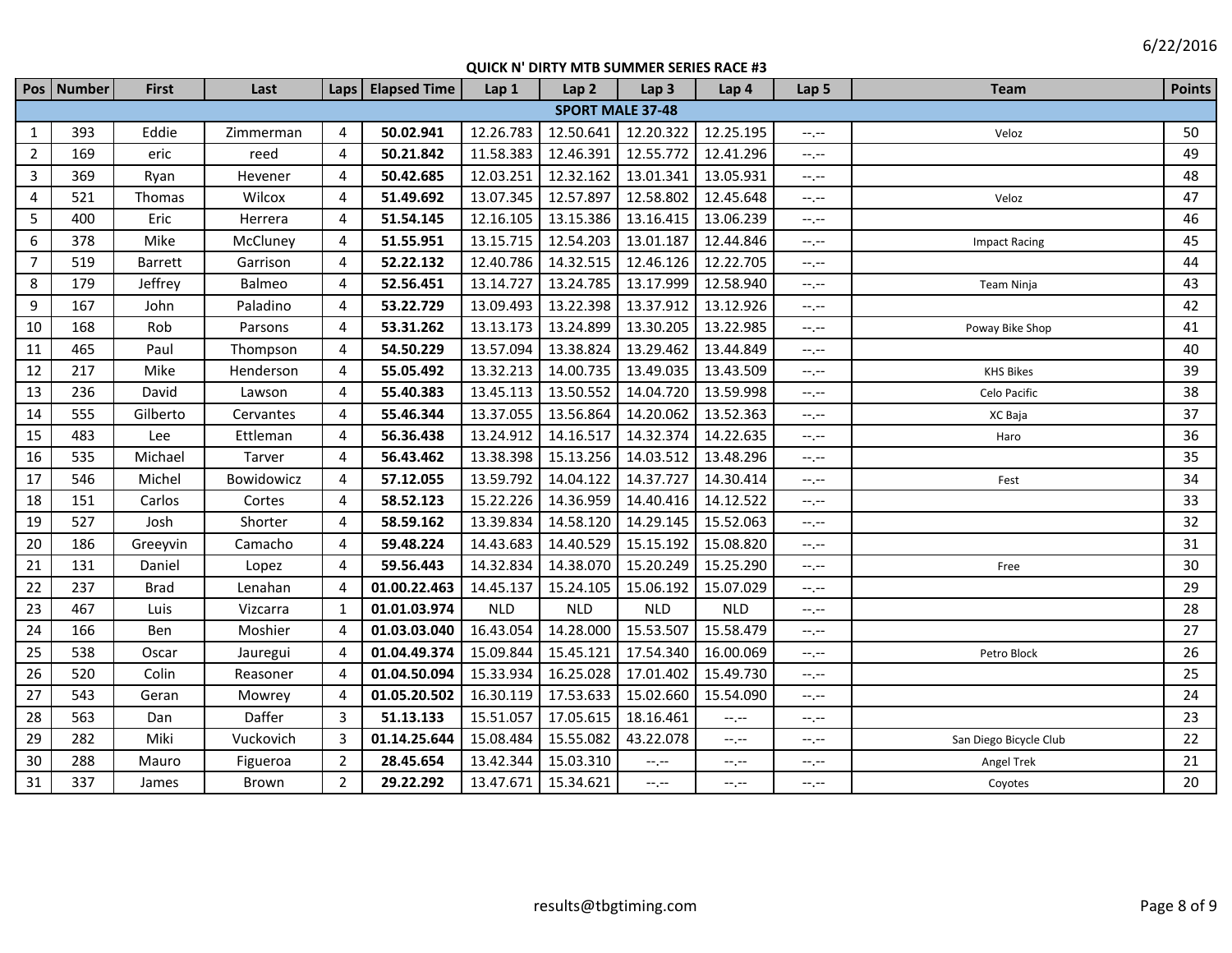6/22/2016

## QUICK N' DIRTY MTB SUMMER SERIES RACE #3

| Pos | Number | First | Last | Laps | Elapsed Time | Lap 1 | Lap 2 | Lap 3 | Lap 4 | Lap 5 | Team | Points |
|---|---|---|---|---|---|---|---|---|---|---|---|---|
| **SPORT MALE 37-48** | | | | | | | | | | | | |
| 1 | 393 | Eddie | Zimmerman | 4 | **50.02.941** | 12.26.783 | 12.50.641 | 12.20.322 | 12.25.195 | --.-- | Veloz | 50 |
| 2 | 169 | eric | reed | 4 | **50.21.842** | 11.58.383 | 12.46.391 | 12.55.772 | 12.41.296 | --.-- | | 49 |
| 3 | 369 | Ryan | Hevener | 4 | **50.42.685** | 12.03.251 | 12.32.162 | 13.01.341 | 13.05.931 | --.-- | | 48 |
| 4 | 521 | Thomas | Wilcox | 4 | **51.49.692** | 13.07.345 | 12.57.897 | 12.58.802 | 12.45.648 | --.-- | Veloz | 47 |
| 5 | 400 | Eric | Herrera | 4 | **51.54.145** | 12.16.105 | 13.15.386 | 13.16.415 | 13.06.239 | --.-- | | 46 |
| 6 | 378 | Mike | McCluney | 4 | **51.55.951** | 13.15.715 | 12.54.203 | 13.01.187 | 12.44.846 | --.-- | Impact Racing | 45 |
| 7 | 519 | Barrett | Garrison | 4 | **52.22.132** | 12.40.786 | 14.32.515 | 12.46.126 | 12.22.705 | --.-- | | 44 |
| 8 | 179 | Jeffrey | Balmeo | 4 | **52.56.451** | 13.14.727 | 13.24.785 | 13.17.999 | 12.58.940 | --.-- | Team Ninja | 43 |
| 9 | 167 | John | Paladino | 4 | **53.22.729** | 13.09.493 | 13.22.398 | 13.37.912 | 13.12.926 | --.-- | | 42 |
| 10 | 168 | Rob | Parsons | 4 | **53.31.262** | 13.13.173 | 13.24.899 | 13.30.205 | 13.22.985 | --.-- | Poway Bike Shop | 41 |
| 11 | 465 | Paul | Thompson | 4 | **54.50.229** | 13.57.094 | 13.38.824 | 13.29.462 | 13.44.849 | --.-- | | 40 |
| 12 | 217 | Mike | Henderson | 4 | **55.05.492** | 13.32.213 | 14.00.735 | 13.49.035 | 13.43.509 | --.-- | KHS Bikes | 39 |
| 13 | 236 | David | Lawson | 4 | **55.40.383** | 13.45.113 | 13.50.552 | 14.04.720 | 13.59.998 | --.-- | Celo Pacific | 38 |
| 14 | 555 | Gilberto | Cervantes | 4 | **55.46.344** | 13.37.055 | 13.56.864 | 14.20.062 | 13.52.363 | --.-- | XC Baja | 37 |
| 15 | 483 | Lee | Ettleman | 4 | **56.36.438** | 13.24.912 | 14.16.517 | 14.32.374 | 14.22.635 | --.-- | Haro | 36 |
| 16 | 535 | Michael | Tarver | 4 | **56.43.462** | 13.38.398 | 15.13.256 | 14.03.512 | 13.48.296 | --.-- | | 35 |
| 17 | 546 | Michel | Bowidowicz | 4 | **57.12.055** | 13.59.792 | 14.04.122 | 14.37.727 | 14.30.414 | --.-- | Fest | 34 |
| 18 | 151 | Carlos | Cortes | 4 | **58.52.123** | 15.22.226 | 14.36.959 | 14.40.416 | 14.12.522 | --.-- | | 33 |
| 19 | 527 | Josh | Shorter | 4 | **58.59.162** | 13.39.834 | 14.58.120 | 14.29.145 | 15.52.063 | --.-- | | 32 |
| 20 | 186 | Greeyvin | Camacho | 4 | **59.48.224** | 14.43.683 | 14.40.529 | 15.15.192 | 15.08.820 | --.-- | | 31 |
| 21 | 131 | Daniel | Lopez | 4 | **59.56.443** | 14.32.834 | 14.38.070 | 15.20.249 | 15.25.290 | --.-- | Free | 30 |
| 22 | 237 | Brad | Lenahan | 4 | **01.00.22.463** | 14.45.137 | 15.24.105 | 15.06.192 | 15.07.029 | --.-- | | 29 |
| 23 | 467 | Luis | Vizcarra | 1 | **01.01.03.974** | NLD | NLD | NLD | NLD | --.-- | | 28 |
| 24 | 166 | Ben | Moshier | 4 | **01.03.03.040** | 16.43.054 | 14.28.000 | 15.53.507 | 15.58.479 | --.-- | | 27 |
| 25 | 538 | Oscar | Jauregui | 4 | **01.04.49.374** | 15.09.844 | 15.45.121 | 17.54.340 | 16.00.069 | --.-- | Petro Block | 26 |
| 26 | 520 | Colin | Reasoner | 4 | **01.04.50.094** | 15.33.934 | 16.25.028 | 17.01.402 | 15.49.730 | --.-- | | 25 |
| 27 | 543 | Geran | Mowrey | 4 | **01.05.20.502** | 16.30.119 | 17.53.633 | 15.02.660 | 15.54.090 | --.-- | | 24 |
| 28 | 563 | Dan | Daffer | 3 | **51.13.133** | 15.51.057 | 17.05.615 | 18.16.461 | --.-- | --.-- | | 23 |
| 29 | 282 | Miki | Vuckovich | 3 | **01.14.25.644** | 15.08.484 | 15.55.082 | 43.22.078 | --.-- | --.-- | San Diego Bicycle Club | 22 |
| 30 | 288 | Mauro | Figueroa | 2 | **28.45.654** | 13.42.344 | 15.03.310 | --.-- | --.-- | --.-- | Angel Trek | 21 |
| 31 | 337 | James | Brown | 2 | **29.22.292** | 13.47.671 | 15.34.621 | --.-- | --.-- | --.-- | Coyotes | 20 |

results@tbgtiming.com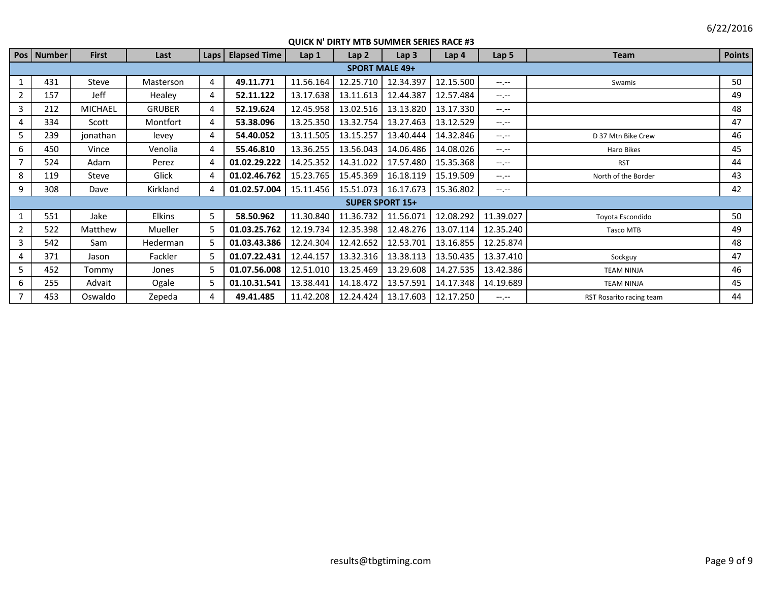6/22/2016

**QUICK N' DIRTY MTB SUMMER SERIES RACE #3**

| Pos | Number | First | Last | Laps | Elapsed Time | Lap 1 | Lap 2 | Lap 3 | Lap 4 | Lap 5 | Team | Points |
|---|---|---|---|---|---|---|---|---|---|---|---|---|
| **SPORT MALE 49+** | | | | | | | | | | | | |
| 1 | 431 | Steve | Masterson | 4 | **49.11.771** | 11.56.164 | 12.25.710 | 12.34.397 | 12.15.500 | --.-- | Swamis | 50 |
| 2 | 157 | Jeff | Healey | 4 | **52.11.122** | 13.17.638 | 13.11.613 | 12.44.387 | 12.57.484 | --.-- | | 49 |
| 3 | 212 | MICHAEL | GRUBER | 4 | **52.19.624** | 12.45.958 | 13.02.516 | 13.13.820 | 13.17.330 | --.-- | | 48 |
| 4 | 334 | Scott | Montfort | 4 | **53.38.096** | 13.25.350 | 13.32.754 | 13.27.463 | 13.12.529 | --.-- | | 47 |
| 5 | 239 | jonathan | levey | 4 | **54.40.052** | 13.11.505 | 13.15.257 | 13.40.444 | 14.32.846 | --.-- | D 37 Mtn Bike Crew | 46 |
| 6 | 450 | Vince | Venolia | 4 | **55.46.810** | 13.36.255 | 13.56.043 | 14.06.486 | 14.08.026 | --.-- | Haro Bikes | 45 |
| 7 | 524 | Adam | Perez | 4 | **01.02.29.222** | 14.25.352 | 14.31.022 | 17.57.480 | 15.35.368 | --.-- | RST | 44 |
| 8 | 119 | Steve | Glick | 4 | **01.02.46.762** | 15.23.765 | 15.45.369 | 16.18.119 | 15.19.509 | --.-- | North of the Border | 43 |
| 9 | 308 | Dave | Kirkland | 4 | **01.02.57.004** | 15.11.456 | 15.51.073 | 16.17.673 | 15.36.802 | --.-- | | 42 |
| **SUPER SPORT 15+** | | | | | | | | | | | | |
| 1 | 551 | Jake | Elkins | 5 | **58.50.962** | 11.30.840 | 11.36.732 | 11.56.071 | 12.08.292 | 11.39.027 | Toyota Escondido | 50 |
| 2 | 522 | Matthew | Mueller | 5 | **01.03.25.762** | 12.19.734 | 12.35.398 | 12.48.276 | 13.07.114 | 12.35.240 | Tasco MTB | 49 |
| 3 | 542 | Sam | Hederman | 5 | **01.03.43.386** | 12.24.304 | 12.42.652 | 12.53.701 | 13.16.855 | 12.25.874 | | 48 |
| 4 | 371 | Jason | Fackler | 5 | **01.07.22.431** | 12.44.157 | 13.32.316 | 13.38.113 | 13.50.435 | 13.37.410 | Sockguy | 47 |
| 5 | 452 | Tommy | Jones | 5 | **01.07.56.008** | 12.51.010 | 13.25.469 | 13.29.608 | 14.27.535 | 13.42.386 | TEAM NINJA | 46 |
| 6 | 255 | Advait | Ogale | 5 | **01.10.31.541** | 13.38.441 | 14.18.472 | 13.57.591 | 14.17.348 | 14.19.689 | TEAM NINJA | 45 |
| 7 | 453 | Oswaldo | Zepeda | 4 | **49.41.485** | 11.42.208 | 12.24.424 | 13.17.603 | 12.17.250 | --.-- | RST Rosarito racing team | 44 |

results@tbgtiming.com